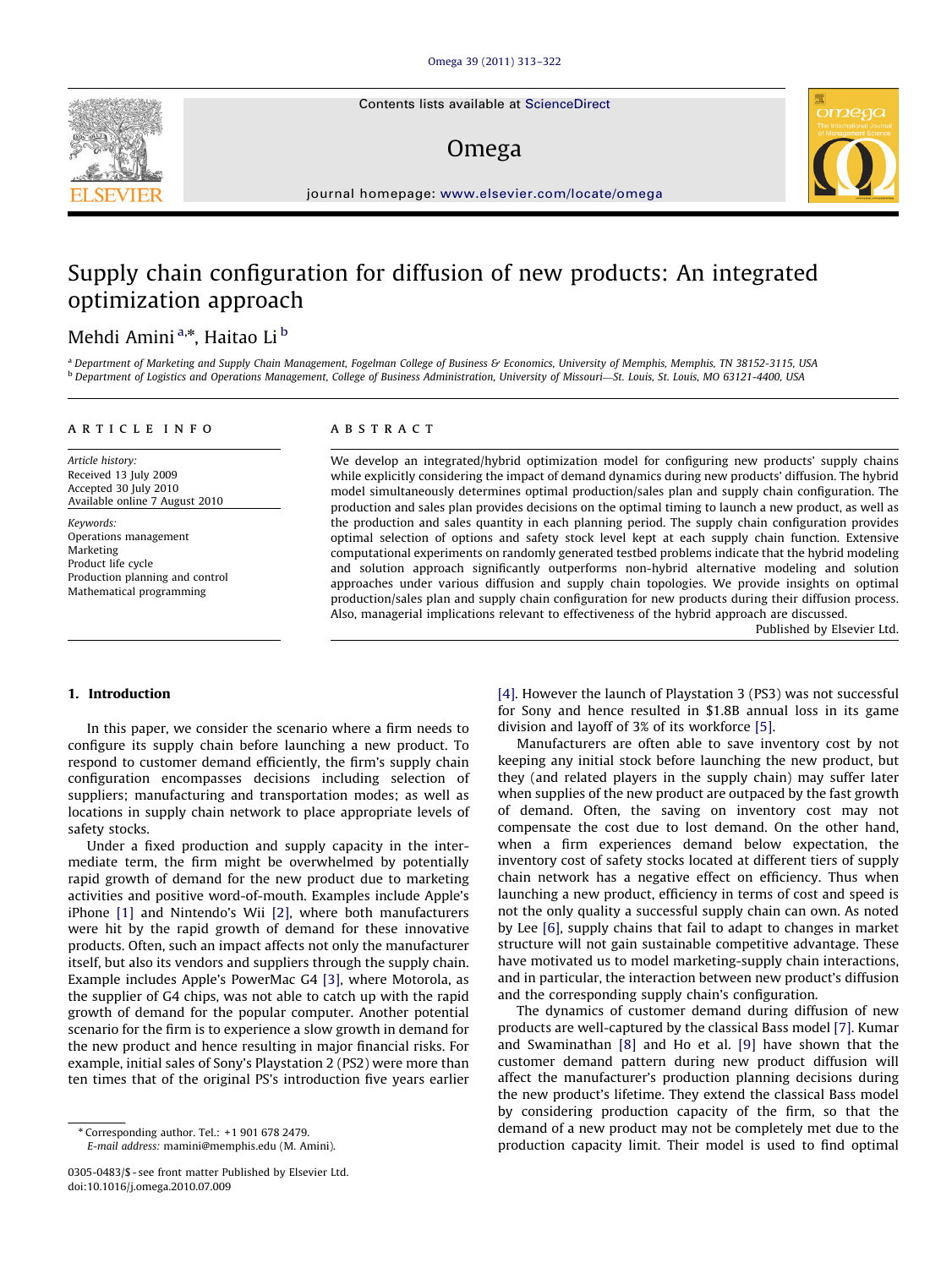# Supply chain configuration for diffusion of new products: An integrated optimization approach

Mehdi Amini [a,*], Haitao Li [b]

[a] Department of Marketing and Supply Chain Management, Fogelman College of Business & Economics, University of Memphis, Memphis, TN 38152-3115, USA
[b] Department of Logistics and Operations Management, College of Business Administration, University of Missouri—St. Louis, St. Louis, MO 63121-4400, USA

## ARTICLE INFO

*Article history:*
Received 13 July 2009
Accepted 30 July 2010
Available online 7 August 2010

*Keywords:*
Operations management
Marketing
Product life cycle
Production planning and control
Mathematical programming

## ABSTRACT

We develop an integrated/hybrid optimization model for configuring new products' supply chains while explicitly considering the impact of demand dynamics during new products' diffusion. The hybrid model simultaneously determines optimal production/sales plan and supply chain configuration. The production and sales plan provides decisions on the optimal timing to launch a new product, as well as the production and sales quantity in each planning period. The supply chain configuration provides optimal selection of options and safety stock level kept at each supply chain function. Extensive computational experiments on randomly generated testbed problems indicate that the hybrid modeling and solution approach significantly outperforms non-hybrid alternative modeling and solution approaches under various diffusion and supply chain topologies. We provide insights on optimal production/sales plan and supply chain configuration for new products during their diffusion process. Also, managerial implications relevant to effectiveness of the hybrid approach are discussed.

Published by Elsevier Ltd.

## 1. Introduction

In this paper, we consider the scenario where a firm needs to configure its supply chain before launching a new product. To respond to customer demand efficiently, the firm's supply chain configuration encompasses decisions including selection of suppliers; manufacturing and transportation modes; as well as locations in supply chain network to place appropriate levels of safety stocks.

Under a fixed production and supply capacity in the intermediate term, the firm might be overwhelmed by potentially rapid growth of demand for the new product due to marketing activities and positive word-of-mouth. Examples include Apple's iPhone [1] and Nintendo's Wii [2], where both manufacturers were hit by the rapid growth of demand for these innovative products. Often, such an impact affects not only the manufacturer itself, but also its vendors and suppliers through the supply chain. Example includes Apple's PowerMac G4 [3], where Motorola, as the supplier of G4 chips, was not able to catch up with the rapid growth of demand for the popular computer. Another potential scenario for the firm is to experience a slow growth in demand for the new product and hence resulting in major financial risks. For example, initial sales of Sony's Playstation 2 (PS2) were more than ten times that of the original PS's introduction five years earlier [4]. However the launch of Playstation 3 (PS3) was not successful for Sony and hence resulted in \$1.8B annual loss in its game division and layoff of 3% of its workforce [5].

Manufacturers are often able to save inventory cost by not keeping any initial stock before launching the new product, but they (and related players in the supply chain) may suffer later when supplies of the new product are outpaced by the fast growth of demand. Often, the saving on inventory cost may not compensate the cost due to lost demand. On the other hand, when a firm experiences demand below expectation, the inventory cost of safety stocks located at different tiers of supply chain network has a negative effect on efficiency. Thus when launching a new product, efficiency in terms of cost and speed is not the only quality a successful supply chain can own. As noted by Lee [6], supply chains that fail to adapt to changes in market structure will not gain sustainable competitive advantage. These have motivated us to model marketing-supply chain interactions, and in particular, the interaction between new product's diffusion and the corresponding supply chain's configuration.

The dynamics of customer demand during diffusion of new products are well-captured by the classical Bass model [7]. Kumar and Swaminathan [8] and Ho et al. [9] have shown that the customer demand pattern during new product diffusion will affect the manufacturer's production planning decisions during the new product's lifetime. They extend the classical Bass model by considering production capacity of the firm, so that the demand of a new product may not be completely met due to the production capacity limit. Their model is used to find optimal

* Corresponding author. Tel.: +1 901 678 2479.
E-mail address: mamini@memphis.edu (M. Amini).

0305-0483/\$ - see front matter Published by Elsevier Ltd.
doi:10.1016/j.omega.2010.07.009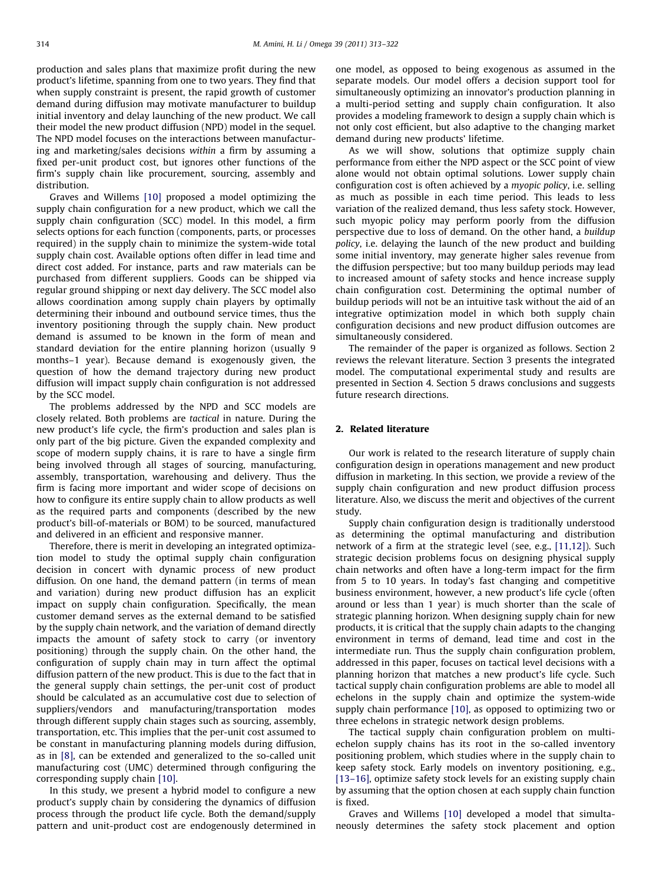production and sales plans that maximize profit during the new product's lifetime, spanning from one to two years. They find that when supply constraint is present, the rapid growth of customer demand during diffusion may motivate manufacturer to buildup initial inventory and delay launching of the new product. We call their model the new product diffusion (NPD) model in the sequel. The NPD model focuses on the interactions between manufacturing and marketing/sales decisions *within* a firm by assuming a fixed per-unit product cost, but ignores other functions of the firm's supply chain like procurement, sourcing, assembly and distribution.

Graves and Willems [10] proposed a model optimizing the supply chain configuration for a new product, which we call the supply chain configuration (SCC) model. In this model, a firm selects options for each function (components, parts, or processes required) in the supply chain to minimize the system-wide total supply chain cost. Available options often differ in lead time and direct cost added. For instance, parts and raw materials can be purchased from different suppliers. Goods can be shipped via regular ground shipping or next day delivery. The SCC model also allows coordination among supply chain players by optimally determining their inbound and outbound service times, thus the inventory positioning through the supply chain. New product demand is assumed to be known in the form of mean and standard deviation for the entire planning horizon (usually 9 months–1 year). Because demand is exogenously given, the question of how the demand trajectory during new product diffusion will impact supply chain configuration is not addressed by the SCC model.

The problems addressed by the NPD and SCC models are closely related. Both problems are *tactical* in nature. During the new product's life cycle, the firm's production and sales plan is only part of the big picture. Given the expanded complexity and scope of modern supply chains, it is rare to have a single firm being involved through all stages of sourcing, manufacturing, assembly, transportation, warehousing and delivery. Thus the firm is facing more important and wider scope of decisions on how to configure its entire supply chain to allow products as well as the required parts and components (described by the new product's bill-of-materials or BOM) to be sourced, manufactured and delivered in an efficient and responsive manner.

Therefore, there is merit in developing an integrated optimization model to study the optimal supply chain configuration decision in concert with dynamic process of new product diffusion. On one hand, the demand pattern (in terms of mean and variation) during new product diffusion has an explicit impact on supply chain configuration. Specifically, the mean customer demand serves as the external demand to be satisfied by the supply chain network, and the variation of demand directly impacts the amount of safety stock to carry (or inventory positioning) through the supply chain. On the other hand, the configuration of supply chain may in turn affect the optimal diffusion pattern of the new product. This is due to the fact that in the general supply chain settings, the per-unit cost of product should be calculated as an accumulative cost due to selection of suppliers/vendors and manufacturing/transportation modes through different supply chain stages such as sourcing, assembly, transportation, etc. This implies that the per-unit cost assumed to be constant in manufacturing planning models during diffusion, as in [8], can be extended and generalized to the so-called unit manufacturing cost (UMC) determined through configuring the corresponding supply chain [10].

In this study, we present a hybrid model to configure a new product's supply chain by considering the dynamics of diffusion process through the product life cycle. Both the demand/supply pattern and unit-product cost are endogenously determined in one model, as opposed to being exogenous as assumed in the separate models. Our model offers a decision support tool for simultaneously optimizing an innovator's production planning in a multi-period setting and supply chain configuration. It also provides a modeling framework to design a supply chain which is not only cost efficient, but also adaptive to the changing market demand during new products' lifetime.

As we will show, solutions that optimize supply chain performance from either the NPD aspect or the SCC point of view alone would not obtain optimal solutions. Lower supply chain configuration cost is often achieved by a *myopic policy*, i.e. selling as much as possible in each time period. This leads to less variation of the realized demand, thus less safety stock. However, such myopic policy may perform poorly from the diffusion perspective due to loss of demand. On the other hand, a *buildup policy*, i.e. delaying the launch of the new product and building some initial inventory, may generate higher sales revenue from the diffusion perspective; but too many buildup periods may lead to increased amount of safety stocks and hence increase supply chain configuration cost. Determining the optimal number of buildup periods will not be an intuitive task without the aid of an integrative optimization model in which both supply chain configuration decisions and new product diffusion outcomes are simultaneously considered.

The remainder of the paper is organized as follows. Section 2 reviews the relevant literature. Section 3 presents the integrated model. The computational experimental study and results are presented in Section 4. Section 5 draws conclusions and suggests future research directions.

## 2. Related literature

Our work is related to the research literature of supply chain configuration design in operations management and new product diffusion in marketing. In this section, we provide a review of the supply chain configuration and new product diffusion process literature. Also, we discuss the merit and objectives of the current study.

Supply chain configuration design is traditionally understood as determining the optimal manufacturing and distribution network of a firm at the strategic level (see, e.g., [11,12]). Such strategic decision problems focus on designing physical supply chain networks and often have a long-term impact for the firm from 5 to 10 years. In today's fast changing and competitive business environment, however, a new product's life cycle (often around or less than 1 year) is much shorter than the scale of strategic planning horizon. When designing supply chain for new products, it is critical that the supply chain adapts to the changing environment in terms of demand, lead time and cost in the intermediate run. Thus the supply chain configuration problem, addressed in this paper, focuses on tactical level decisions with a planning horizon that matches a new product's life cycle. Such tactical supply chain configuration problems are able to model all echelons in the supply chain and optimize the system-wide supply chain performance [10], as opposed to optimizing two or three echelons in strategic network design problems.

The tactical supply chain configuration problem on multi-echelon supply chains has its root in the so-called inventory positioning problem, which studies where in the supply chain to keep safety stock. Early models on inventory positioning, e.g., [13–16], optimize safety stock levels for an existing supply chain by assuming that the option chosen at each supply chain function is fixed.

Graves and Willems [10] developed a model that simultaneously determines the safety stock placement and option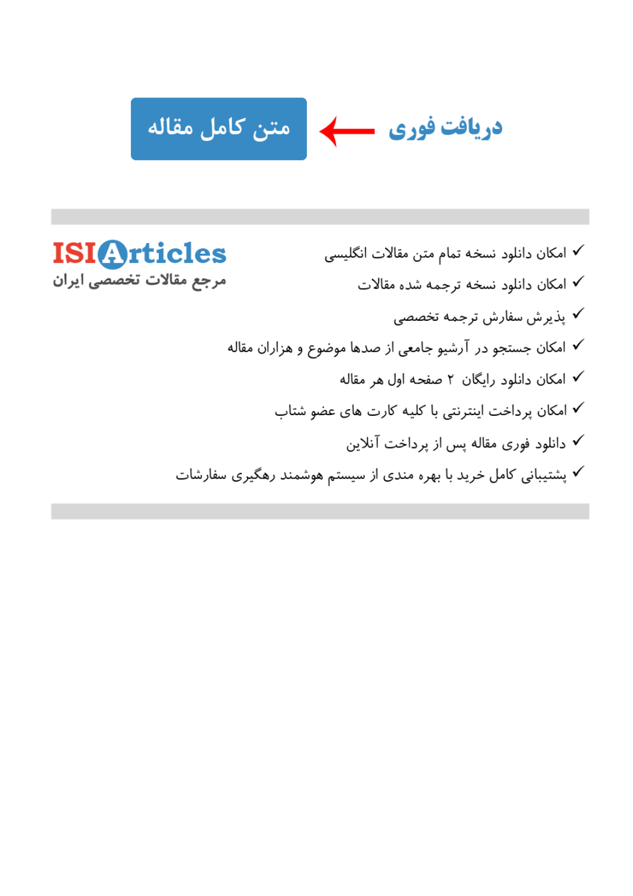دریافت فوری ← **متن کامل مقاله**

**ISIArticles**
مرجع مقالات تخصصی ایران

- ✓ امکان دانلود نسخه تمام متن مقالات انگلیسی
- ✓ امکان دانلود نسخه ترجمه شده مقالات
- ✓ پذیرش سفارش ترجمه تخصصی
- ✓ امکان جستجو در آرشیو جامعی از صدها موضوع و هزاران مقاله
- ✓ امکان دانلود رایگان ۲ صفحه اول هر مقاله
- ✓ امکان پرداخت اینترنتی با کلیه کارت های عضو شتاب
- ✓ دانلود فوری مقاله پس از پرداخت آنلاین
- ✓ پشتیبانی کامل خرید با بهره مندی از سیستم هوشمند رهگیری سفارشات